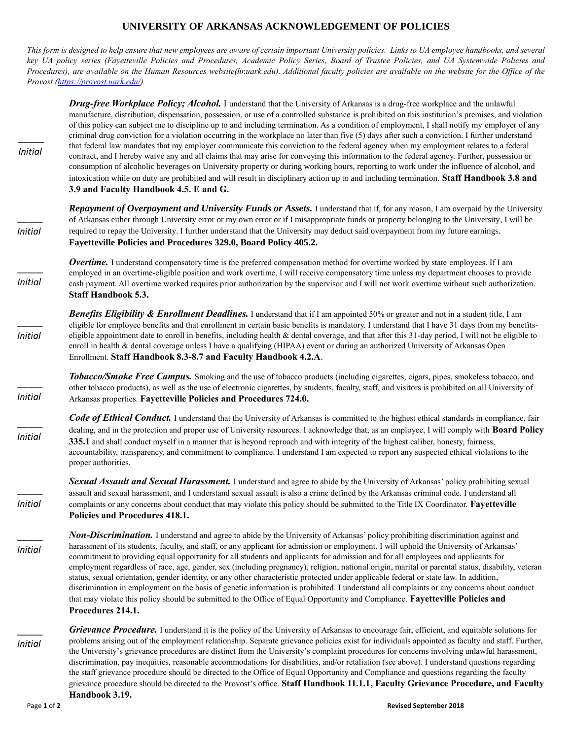# UNIVERSITY OF ARKANSAS ACKNOWLEDGEMENT OF POLICIES

*This form is designed to help ensure that new employees are aware of certain important University policies. Links to UA employee handbooks, and several key UA policy series (Fayetteville Policies and Procedures, Academic Policy Series, Board of Trustee Policies, and UA Systemwide Policies and Procedures), are available on the Human Resources website(hr.uark.edu). Additional faculty policies are available on the website for the Office of the Provost (https://provost.uark.edu/).*

_____ *Initial*

***Drug-free Workplace Policy; Alcohol.*** I understand that the University of Arkansas is a drug-free workplace and the unlawful manufacture, distribution, dispensation, possession, or use of a controlled substance is prohibited on this institution's premises, and violation of this policy can subject me to discipline up to and including termination. As a condition of employment, I shall notify my employer of any criminal drug conviction for a violation occurring in the workplace no later than five (5) days after such a conviction. I further understand that federal law mandates that my employer communicate this conviction to the federal agency when my employment relates to a federal contract, and I hereby waive any and all claims that may arise for conveying this information to the federal agency. Further, possession or consumption of alcoholic beverages on University property or during working hours, reporting to work under the influence of alcohol, and intoxication while on duty are prohibited and will result in disciplinary action up to and including termination. **Staff Handbook 3.8 and 3.9 and Faculty Handbook 4.5. E and G.**

_____ *Initial*

***Repayment of Overpayment and University Funds or Assets.*** I understand that if, for any reason, I am overpaid by the University of Arkansas either through University error or my own error or if I misappropriate funds or property belonging to the University, I will be required to repay the University. I further understand that the University may deduct said overpayment from my future earnings. **Fayetteville Policies and Procedures 329.0, Board Policy 405.2.**

_____ *Initial*

***Overtime.*** I understand compensatory time is the preferred compensation method for overtime worked by state employees. If I am employed in an overtime-eligible position and work overtime, I will receive compensatory time unless my department chooses to provide cash payment. All overtime worked requires prior authorization by the supervisor and I will not work overtime without such authorization. **Staff Handbook 5.3.**

_____ *Initial*

***Benefits Eligibility & Enrollment Deadlines.*** I understand that if I am appointed 50% or greater and not in a student title, I am eligible for employee benefits and that enrollment in certain basic benefits is mandatory. I understand that I have 31 days from my benefits-eligible appointment date to enroll in benefits, including health & dental coverage, and that after this 31-day period, I will not be eligible to enroll in health & dental coverage unless I have a qualifying (HIPAA) event or during an authorized University of Arkansas Open Enrollment. **Staff Handbook 8.3-8.7 and Faculty Handbook 4.2.A**.

_____ *Initial*

***Tobacco/Smoke Free Campus.*** Smoking and the use of tobacco products (including cigarettes, cigars, pipes, smokeless tobacco, and other tobacco products), as well as the use of electronic cigarettes, by students, faculty, staff, and visitors is prohibited on all University of Arkansas properties. **Fayetteville Policies and Procedures 724.0.**

_____ *Initial*

***Code of Ethical Conduct.*** I understand that the University of Arkansas is committed to the highest ethical standards in compliance, fair dealing, and in the protection and proper use of University resources. I acknowledge that, as an employee, I will comply with **Board Policy 335.1** and shall conduct myself in a manner that is beyond reproach and with integrity of the highest caliber, honesty, fairness, accountability, transparency, and commitment to compliance. I understand I am expected to report any suspected ethical violations to the proper authorities.

_____ *Initial*

***Sexual Assault and Sexual Harassment.*** I understand and agree to abide by the University of Arkansas' policy prohibiting sexual assault and sexual harassment, and I understand sexual assault is also a crime defined by the Arkansas criminal code. I understand all complaints or any concerns about conduct that may violate this policy should be submitted to the Title IX Coordinator. **Fayetteville Policies and Procedures 418.1.**

_____ *Initial*

***Non-Discrimination.*** I understand and agree to abide by the University of Arkansas' policy prohibiting discrimination against and harassment of its students, faculty, and staff, or any applicant for admission or employment. I will uphold the University of Arkansas' commitment to providing equal opportunity for all students and applicants for admission and for all employees and applicants for employment regardless of race, age, gender, sex (including pregnancy), religion, national origin, marital or parental status, disability, veteran status, sexual orientation, gender identity, or any other characteristic protected under applicable federal or state law. In addition, discrimination in employment on the basis of genetic information is prohibited. I understand all complaints or any concerns about conduct that may violate this policy should be submitted to the Office of Equal Opportunity and Compliance. **Fayetteville Policies and Procedures 214.1.**

_____ *Initial*

***Grievance Procedure.*** I understand it is the policy of the University of Arkansas to encourage fair, efficient, and equitable solutions for problems arising out of the employment relationship. Separate grievance policies exist for individuals appointed as faculty and staff. Further, the University's grievance procedures are distinct from the University's complaint procedures for concerns involving unlawful harassment, discrimination, pay inequities, reasonable accommodations for disabilities, and/or retaliation (see above). I understand questions regarding the staff grievance procedure should be directed to the Office of Equal Opportunity and Compliance and questions regarding the faculty grievance procedure should be directed to the Provost's office. **Staff Handbook 11.1.1, Faculty Grievance Procedure, and Faculty Handbook 3.19.**

**Revised September 2018**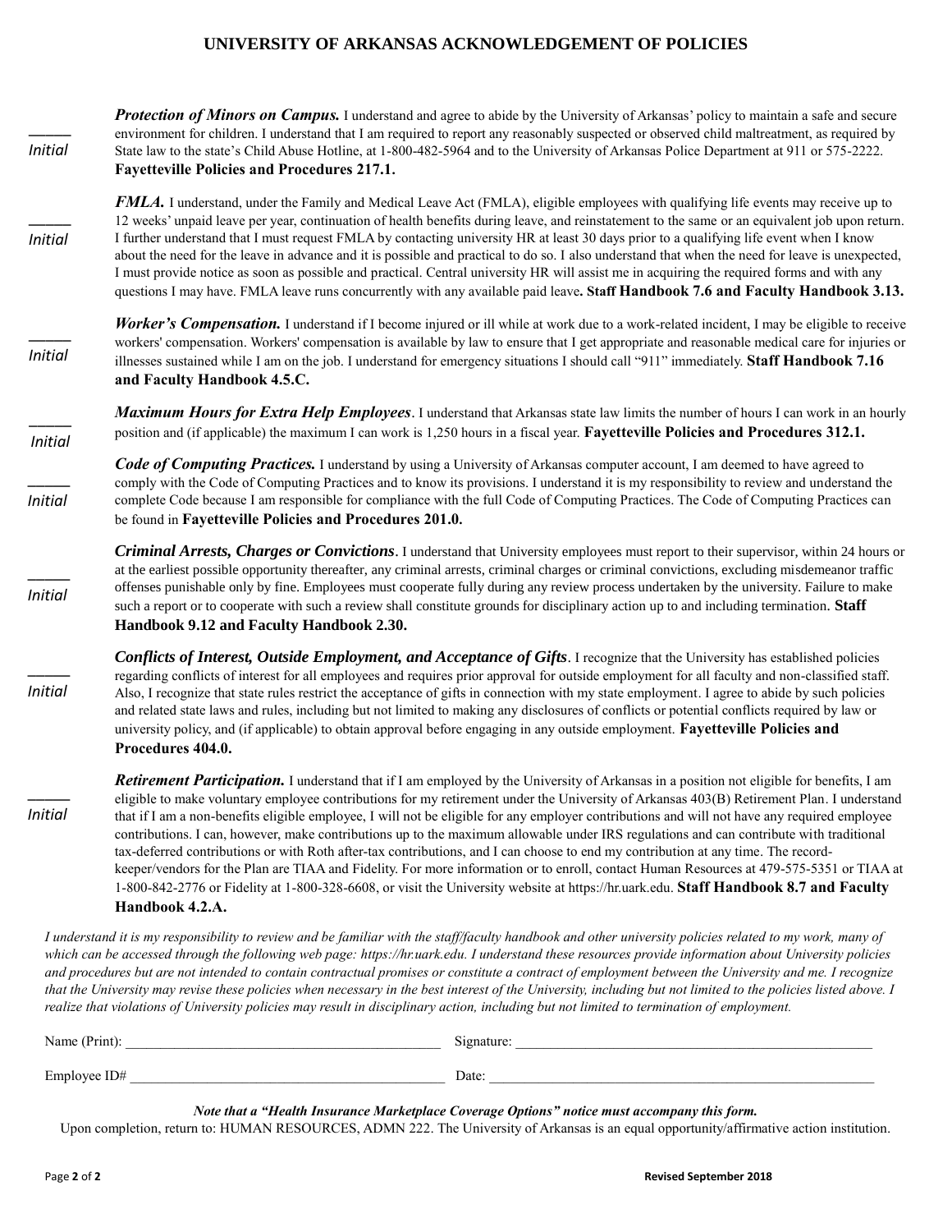# UNIVERSITY OF ARKANSAS ACKNOWLEDGEMENT OF POLICIES

_____ *Initial*

***Protection of Minors on Campus.*** I understand and agree to abide by the University of Arkansas' policy to maintain a safe and secure environment for children. I understand that I am required to report any reasonably suspected or observed child maltreatment, as required by State law to the state's Child Abuse Hotline, at 1-800-482-5964 and to the University of Arkansas Police Department at 911 or 575-2222. **Fayetteville Policies and Procedures 217.1.**

_____ *Initial*

***FMLA.*** I understand, under the Family and Medical Leave Act (FMLA), eligible employees with qualifying life events may receive up to 12 weeks' unpaid leave per year, continuation of health benefits during leave, and reinstatement to the same or an equivalent job upon return. I further understand that I must request FMLA by contacting university HR at least 30 days prior to a qualifying life event when I know about the need for the leave in advance and it is possible and practical to do so. I also understand that when the need for leave is unexpected, I must provide notice as soon as possible and practical. Central university HR will assist me in acquiring the required forms and with any questions I may have. FMLA leave runs concurrently with any available paid leave**. Staff Handbook 7.6 and Faculty Handbook 3.13.**

_____ *Initial*

***Worker's Compensation.*** I understand if I become injured or ill while at work due to a work-related incident, I may be eligible to receive workers' compensation. Workers' compensation is available by law to ensure that I get appropriate and reasonable medical care for injuries or illnesses sustained while I am on the job. I understand for emergency situations I should call "911" immediately. **Staff Handbook 7.16 and Faculty Handbook 4.5.C.**

_____ *Initial*

***Maximum Hours for Extra Help Employees***. I understand that Arkansas state law limits the number of hours I can work in an hourly position and (if applicable) the maximum I can work is 1,250 hours in a fiscal year. **Fayetteville Policies and Procedures 312.1.**

_____ *Initial*

***Code of Computing Practices.*** I understand by using a University of Arkansas computer account, I am deemed to have agreed to comply with the Code of Computing Practices and to know its provisions. I understand it is my responsibility to review and understand the complete Code because I am responsible for compliance with the full Code of Computing Practices. The Code of Computing Practices can be found in **Fayetteville Policies and Procedures 201.0.**

_____ *Initial*

***Criminal Arrests, Charges or Convictions***. I understand that University employees must report to their supervisor, within 24 hours or at the earliest possible opportunity thereafter, any criminal arrests, criminal charges or criminal convictions, excluding misdemeanor traffic offenses punishable only by fine. Employees must cooperate fully during any review process undertaken by the university. Failure to make such a report or to cooperate with such a review shall constitute grounds for disciplinary action up to and including termination. **Staff Handbook 9.12 and Faculty Handbook 2.30.**

_____ *Initial*

***Conflicts of Interest, Outside Employment, and Acceptance of Gifts***. I recognize that the University has established policies regarding conflicts of interest for all employees and requires prior approval for outside employment for all faculty and non-classified staff. Also, I recognize that state rules restrict the acceptance of gifts in connection with my state employment. I agree to abide by such policies and related state laws and rules, including but not limited to making any disclosures of conflicts or potential conflicts required by law or university policy, and (if applicable) to obtain approval before engaging in any outside employment. **Fayetteville Policies and Procedures 404.0.**

_____ *Initial*

***Retirement Participation.*** I understand that if I am employed by the University of Arkansas in a position not eligible for benefits, I am eligible to make voluntary employee contributions for my retirement under the University of Arkansas 403(B) Retirement Plan. I understand that if I am a non-benefits eligible employee, I will not be eligible for any employer contributions and will not have any required employee contributions. I can, however, make contributions up to the maximum allowable under IRS regulations and can contribute with traditional tax-deferred contributions or with Roth after-tax contributions, and I can choose to end my contribution at any time. The record-keeper/vendors for the Plan are TIAA and Fidelity. For more information or to enroll, contact Human Resources at 479-575-5351 or TIAA at 1-800-842-2776 or Fidelity at 1-800-328-6608, or visit the University website at https://hr.uark.edu. **Staff Handbook 8.7 and Faculty Handbook 4.2.A.**

*I understand it is my responsibility to review and be familiar with the staff/faculty handbook and other university policies related to my work, many of which can be accessed through the following web page: https://hr.uark.edu. I understand these resources provide information about University policies and procedures but are not intended to contain contractual promises or constitute a contract of employment between the University and me. I recognize that the University may revise these policies when necessary in the best interest of the University, including but not limited to the policies listed above. I realize that violations of University policies may result in disciplinary action, including but not limited to termination of employment.*

Name (Print): ____________________________________________ Signature: ____________________________________________

Employee ID# ____________________________________________ Date: ____________________________________________

***Note that a "Health Insurance Marketplace Coverage Options" notice must accompany this form.***

Upon completion, return to: HUMAN RESOURCES, ADMN 222. The University of Arkansas is an equal opportunity/affirmative action institution.

**Revised September 2018**